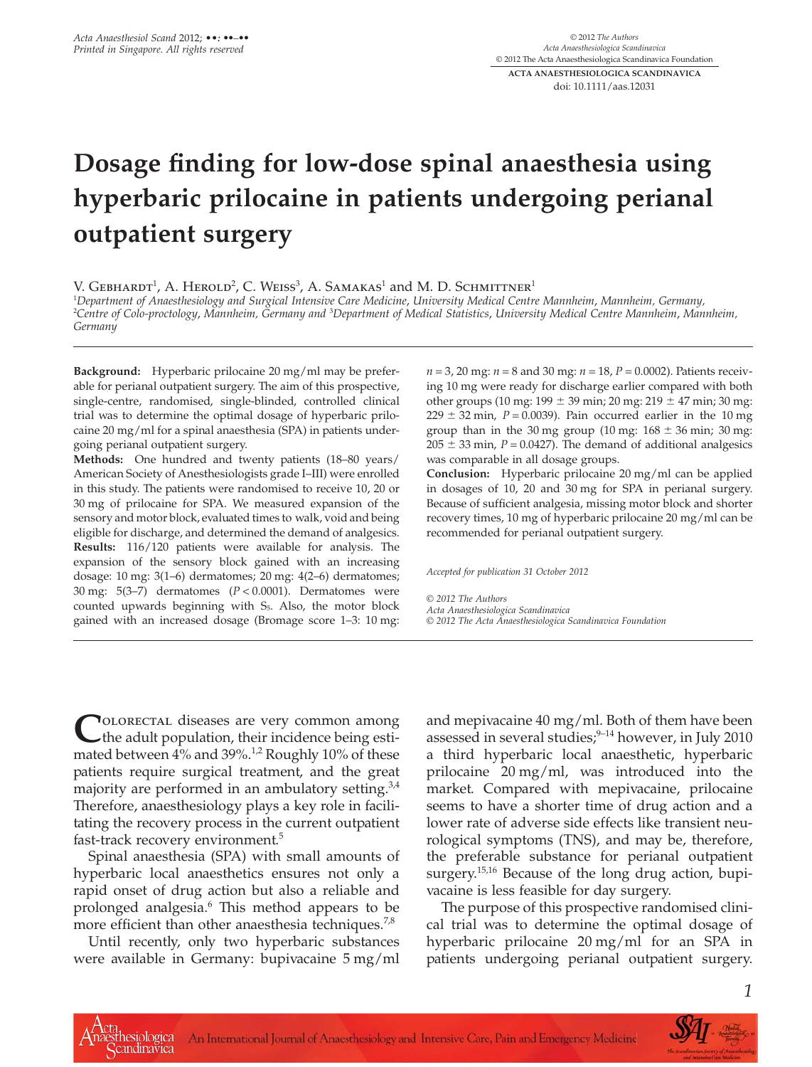# Dosage finding for low-dose spinal anaesthesia using hyperbaric prilocaine in patients undergoing perianal outpatient surgery

V. Gebhardt[1], A. Herold[2], C. Weiss[3], A. Samakas[1] and M. D. Schmittner[1]

[1]Department of Anaesthesiology and Surgical Intensive Care Medicine, University Medical Centre Mannheim, Mannheim, Germany, [2]Centre of Colo-proctology, Mannheim, Germany and [3]Department of Medical Statistics, University Medical Centre Mannheim, Mannheim, Germany

**Background:** Hyperbaric prilocaine 20 mg/ml may be preferable for perianal outpatient surgery. The aim of this prospective, single-centre, randomised, single-blinded, controlled clinical trial was to determine the optimal dosage of hyperbaric prilocaine 20 mg/ml for a spinal anaesthesia (SPA) in patients undergoing perianal outpatient surgery.

**Methods:** One hundred and twenty patients (18–80 years/American Society of Anesthesiologists grade I–III) were enrolled in this study. The patients were randomised to receive 10, 20 or 30 mg of prilocaine for SPA. We measured expansion of the sensory and motor block, evaluated times to walk, void and being eligible for discharge, and determined the demand of analgesics.

**Results:** 116/120 patients were available for analysis. The expansion of the sensory block gained with an increasing dosage: 10 mg: 3(1–6) dermatomes; 20 mg: 4(2–6) dermatomes; 30 mg: 5(3–7) dermatomes ($P < 0.0001$). Dermatomes were counted upwards beginning with $S_5$. Also, the motor block gained with an increased dosage (Bromage score 1–3: 10 mg: $n = 3$, 20 mg: $n = 8$ and 30 mg: $n = 18$, $P = 0.0002$). Patients receiving 10 mg were ready for discharge earlier compared with both other groups (10 mg: 199 ± 39 min; 20 mg: 219 ± 47 min; 30 mg: 229 ± 32 min, $P = 0.0039$). Pain occurred earlier in the 10 mg group than in the 30 mg group (10 mg: 168 ± 36 min; 30 mg: 205 ± 33 min, $P = 0.0427$). The demand of additional analgesics was comparable in all dosage groups.

**Conclusion:** Hyperbaric prilocaine 20 mg/ml can be applied in dosages of 10, 20 and 30 mg for SPA in perianal surgery. Because of sufficient analgesia, missing motor block and shorter recovery times, 10 mg of hyperbaric prilocaine 20 mg/ml can be recommended for perianal outpatient surgery.

*Accepted for publication 31 October 2012*

*© 2012 The Authors*
*Acta Anaesthesiologica Scandinavica*
*© 2012 The Acta Anaesthesiologica Scandinavica Foundation*

Colorectal diseases are very common among the adult population, their incidence being estimated between 4% and 39%.[1,2] Roughly 10% of these patients require surgical treatment, and the great majority are performed in an ambulatory setting.[3,4] Therefore, anaesthesiology plays a key role in facilitating the recovery process in the current outpatient fast-track recovery environment.[5]

Spinal anaesthesia (SPA) with small amounts of hyperbaric local anaesthetics ensures not only a rapid onset of drug action but also a reliable and prolonged analgesia.[6] This method appears to be more efficient than other anaesthesia techniques.[7,8]

Until recently, only two hyperbaric substances were available in Germany: bupivacaine 5 mg/ml and mepivacaine 40 mg/ml. Both of them have been assessed in several studies;[9–14] however, in July 2010 a third hyperbaric local anaesthetic, hyperbaric prilocaine 20 mg/ml, was introduced into the market. Compared with mepivacaine, prilocaine seems to have a shorter time of drug action and a lower rate of adverse side effects like transient neurological symptoms (TNS), and may be, therefore, the preferable substance for perianal outpatient surgery.[15,16] Because of the long drug action, bupivacaine is less feasible for day surgery.

The purpose of this prospective randomised clinical trial was to determine the optimal dosage of hyperbaric prilocaine 20 mg/ml for an SPA in patients undergoing perianal outpatient surgery.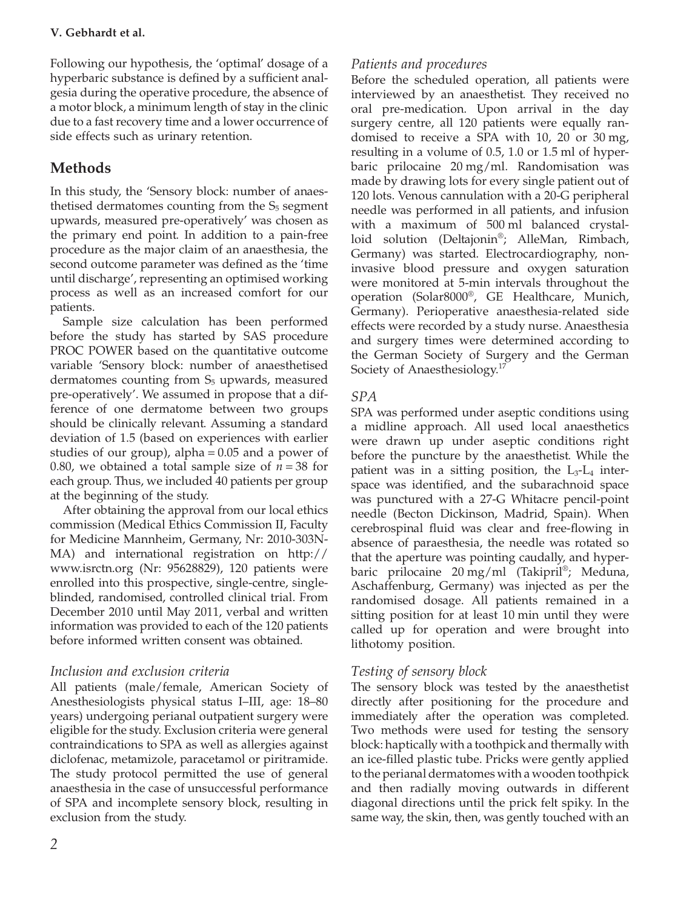Following our hypothesis, the 'optimal' dosage of a hyperbaric substance is defined by a sufficient analgesia during the operative procedure, the absence of a motor block, a minimum length of stay in the clinic due to a fast recovery time and a lower occurrence of side effects such as urinary retention.

## Methods

In this study, the 'Sensory block: number of anaesthetised dermatomes counting from the $S_5$ segment upwards, measured pre-operatively' was chosen as the primary end point. In addition to a pain-free procedure as the major claim of an anaesthesia, the second outcome parameter was defined as the 'time until discharge', representing an optimised working process as well as an increased comfort for our patients.

Sample size calculation has been performed before the study has started by SAS procedure PROC POWER based on the quantitative outcome variable 'Sensory block: number of anaesthetised dermatomes counting from $S_5$ upwards, measured pre-operatively'. We assumed in propose that a difference of one dermatome between two groups should be clinically relevant. Assuming a standard deviation of 1.5 (based on experiences with earlier studies of our group), alpha = 0.05 and a power of 0.80, we obtained a total sample size of $n = 38$ for each group. Thus, we included 40 patients per group at the beginning of the study.

After obtaining the approval from our local ethics commission (Medical Ethics Commission II, Faculty for Medicine Mannheim, Germany, Nr: 2010-303N-MA) and international registration on http://www.isrctn.org (Nr: 95628829), 120 patients were enrolled into this prospective, single-centre, single-blinded, randomised, controlled clinical trial. From December 2010 until May 2011, verbal and written information was provided to each of the 120 patients before informed written consent was obtained.

### *Inclusion and exclusion criteria*

All patients (male/female, American Society of Anesthesiologists physical status I–III, age: 18–80 years) undergoing perianal outpatient surgery were eligible for the study. Exclusion criteria were general contraindications to SPA as well as allergies against diclofenac, metamizole, paracetamol or piritramide. The study protocol permitted the use of general anaesthesia in the case of unsuccessful performance of SPA and incomplete sensory block, resulting in exclusion from the study.

### *Patients and procedures*

Before the scheduled operation, all patients were interviewed by an anaesthetist. They received no oral pre-medication. Upon arrival in the day surgery centre, all 120 patients were equally randomised to receive a SPA with 10, 20 or 30 mg, resulting in a volume of 0.5, 1.0 or 1.5 ml of hyperbaric prilocaine 20 mg/ml. Randomisation was made by drawing lots for every single patient out of 120 lots. Venous cannulation with a 20-G peripheral needle was performed in all patients, and infusion with a maximum of 500 ml balanced crystalloid solution (Deltajonin®; AlleMan, Rimbach, Germany) was started. Electrocardiography, non-invasive blood pressure and oxygen saturation were monitored at 5-min intervals throughout the operation (Solar8000®, GE Healthcare, Munich, Germany). Perioperative anaesthesia-related side effects were recorded by a study nurse. Anaesthesia and surgery times were determined according to the German Society of Surgery and the German Society of Anaesthesiology.[17]

### *SPA*

SPA was performed under aseptic conditions using a midline approach. All used local anaesthetics were drawn up under aseptic conditions right before the puncture by the anaesthetist. While the patient was in a sitting position, the $L_3$-$L_4$ interspace was identified, and the subarachnoid space was punctured with a 27-G Whitacre pencil-point needle (Becton Dickinson, Madrid, Spain). When cerebrospinal fluid was clear and free-flowing in absence of paraesthesia, the needle was rotated so that the aperture was pointing caudally, and hyperbaric prilocaine 20 mg/ml (Takipril®; Meduna, Aschaffenburg, Germany) was injected as per the randomised dosage. All patients remained in a sitting position for at least 10 min until they were called up for operation and were brought into lithotomy position.

### *Testing of sensory block*

The sensory block was tested by the anaesthetist directly after positioning for the procedure and immediately after the operation was completed. Two methods were used for testing the sensory block: haptically with a toothpick and thermally with an ice-filled plastic tube. Pricks were gently applied to the perianal dermatomes with a wooden toothpick and then radially moving outwards in different diagonal directions until the prick felt spiky. In the same way, the skin, then, was gently touched with an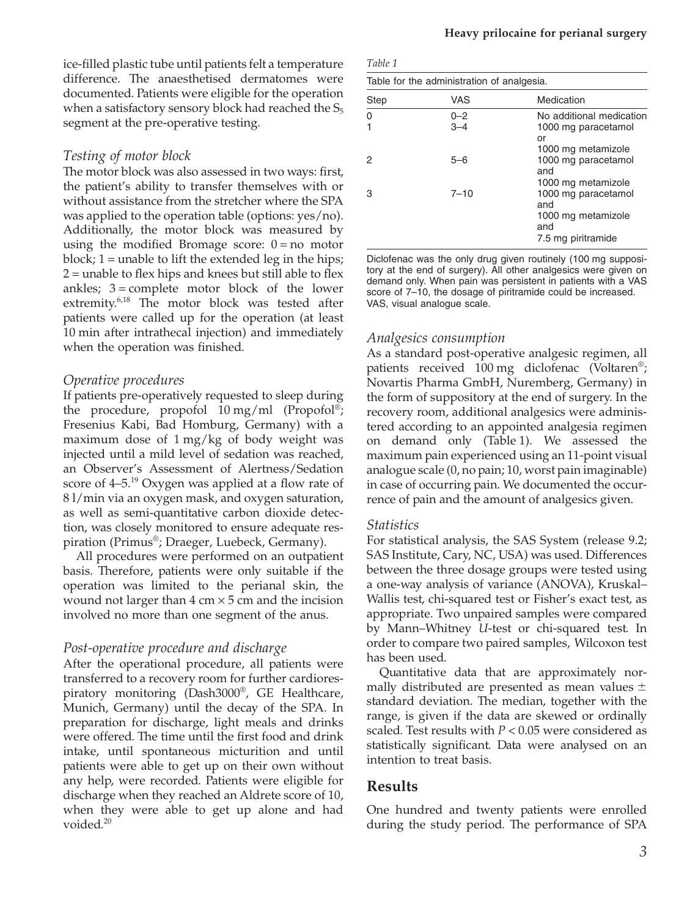ice-filled plastic tube until patients felt a temperature difference. The anaesthetised dermatomes were documented. Patients were eligible for the operation when a satisfactory sensory block had reached the $S_5$ segment at the pre-operative testing.

### *Testing of motor block*

The motor block was also assessed in two ways: first, the patient's ability to transfer themselves with or without assistance from the stretcher where the SPA was applied to the operation table (options: yes/no). Additionally, the motor block was measured by using the modified Bromage score: 0 = no motor block; 1 = unable to lift the extended leg in the hips; 2 = unable to flex hips and knees but still able to flex ankles; 3 = complete motor block of the lower extremity.[6,18] The motor block was tested after patients were called up for the operation (at least 10 min after intrathecal injection) and immediately when the operation was finished.

### *Operative procedures*

If patients pre-operatively requested to sleep during the procedure, propofol 10 mg/ml (Propofol®; Fresenius Kabi, Bad Homburg, Germany) with a maximum dose of 1 mg/kg of body weight was injected until a mild level of sedation was reached, an Observer's Assessment of Alertness/Sedation score of 4–5.[19] Oxygen was applied at a flow rate of 8 l/min via an oxygen mask, and oxygen saturation, as well as semi-quantitative carbon dioxide detection, was closely monitored to ensure adequate respiration (Primus®; Draeger, Luebeck, Germany).

All procedures were performed on an outpatient basis. Therefore, patients were only suitable if the operation was limited to the perianal skin, the wound not larger than 4 cm × 5 cm and the incision involved no more than one segment of the anus.

### *Post-operative procedure and discharge*

After the operational procedure, all patients were transferred to a recovery room for further cardiorespiratory monitoring (Dash3000®, GE Healthcare, Munich, Germany) until the decay of the SPA. In preparation for discharge, light meals and drinks were offered. The time until the first food and drink intake, until spontaneous micturition and until patients were able to get up on their own without any help, were recorded. Patients were eligible for discharge when they reached an Aldrete score of 10, when they were able to get up alone and had voided.[20]

*Table 1*

Table for the administration of analgesia.

| Step | VAS | Medication |
|---|---|---|
| 0 | 0–2 | No additional medication |
| 1 | 3–4 | 1000 mg paracetamol or 1000 mg metamizole |
| 2 | 5–6 | 1000 mg paracetamol and 1000 mg metamizole |
| 3 | 7–10 | 1000 mg paracetamol and 1000 mg metamizole and 7.5 mg piritramide |

Diclofenac was the only drug given routinely (100 mg suppository at the end of surgery). All other analgesics were given on demand only. When pain was persistent in patients with a VAS score of 7–10, the dosage of piritramide could be increased. VAS, visual analogue scale.

### *Analgesics consumption*

As a standard post-operative analgesic regimen, all patients received 100 mg diclofenac (Voltaren®; Novartis Pharma GmbH, Nuremberg, Germany) in the form of suppository at the end of surgery. In the recovery room, additional analgesics were administered according to an appointed analgesia regimen on demand only (Table 1). We assessed the maximum pain experienced using an 11-point visual analogue scale (0, no pain; 10, worst pain imaginable) in case of occurring pain. We documented the occurrence of pain and the amount of analgesics given.

### *Statistics*

For statistical analysis, the SAS System (release 9.2; SAS Institute, Cary, NC, USA) was used. Differences between the three dosage groups were tested using a one-way analysis of variance (ANOVA), Kruskal–Wallis test, chi-squared test or Fisher's exact test, as appropriate. Two unpaired samples were compared by Mann–Whitney *U*-test or chi-squared test. In order to compare two paired samples, Wilcoxon test has been used.

Quantitative data that are approximately normally distributed are presented as mean values ± standard deviation. The median, together with the range, is given if the data are skewed or ordinally scaled. Test results with $P < 0.05$ were considered as statistically significant. Data were analysed on an intention to treat basis.

## Results

One hundred and twenty patients were enrolled during the study period. The performance of SPA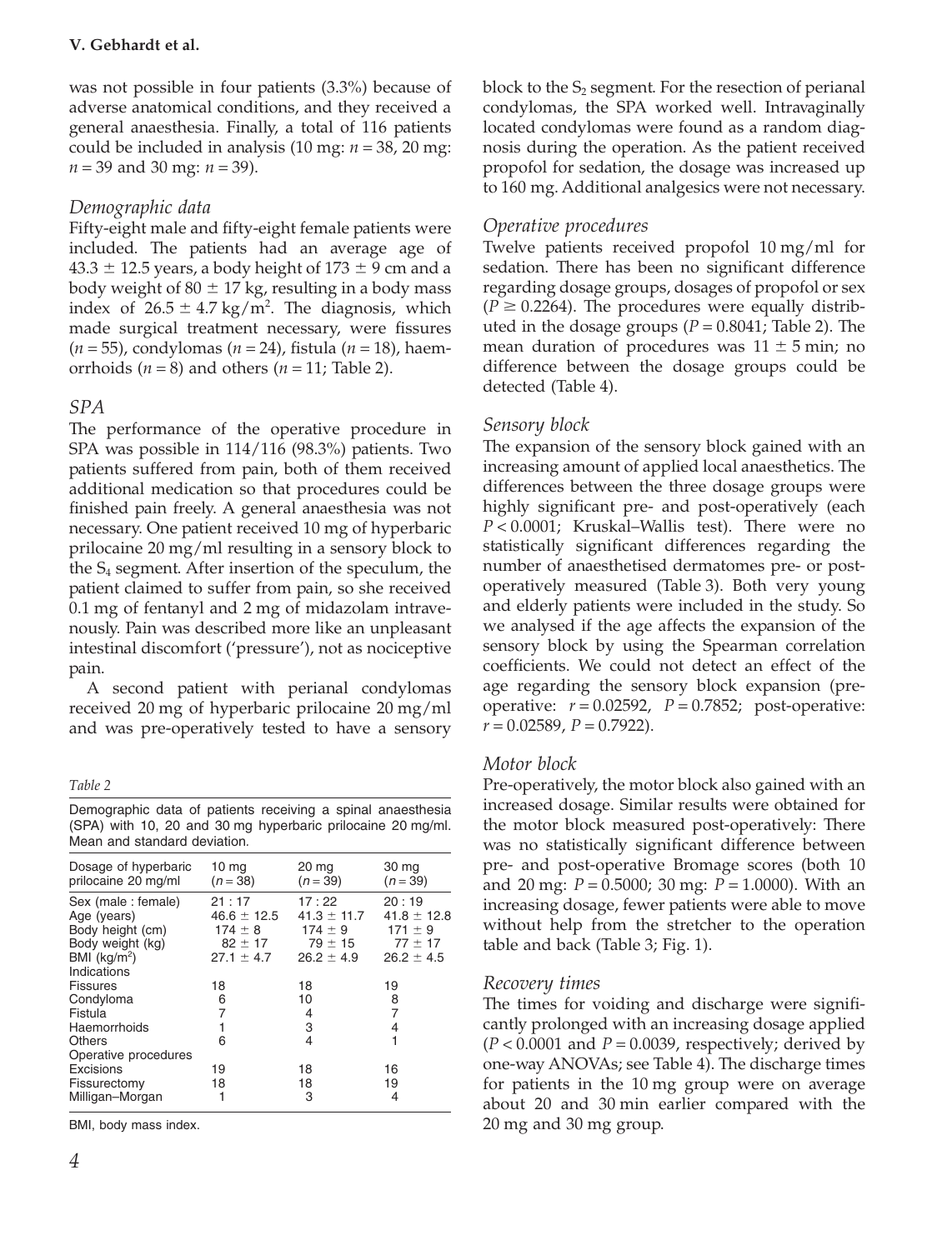was not possible in four patients (3.3%) because of adverse anatomical conditions, and they received a general anaesthesia. Finally, a total of 116 patients could be included in analysis (10 mg: $n = 38$, 20 mg: $n = 39$ and 30 mg: $n = 39$).

### *Demographic data*

Fifty-eight male and fifty-eight female patients were included. The patients had an average age of $43.3 \pm 12.5$ years, a body height of $173 \pm 9$ cm and a body weight of $80 \pm 17$ kg, resulting in a body mass index of $26.5 \pm 4.7$ kg/m$^2$. The diagnosis, which made surgical treatment necessary, were fissures ($n = 55$), condylomas ($n = 24$), fistula ($n = 18$), haemorrhoids ($n = 8$) and others ($n = 11$; Table 2).

### *SPA*

The performance of the operative procedure in SPA was possible in 114/116 (98.3%) patients. Two patients suffered from pain, both of them received additional medication so that procedures could be finished pain freely. A general anaesthesia was not necessary. One patient received 10 mg of hyperbaric prilocaine 20 mg/ml resulting in a sensory block to the $S_4$ segment. After insertion of the speculum, the patient claimed to suffer from pain, so she received 0.1 mg of fentanyl and 2 mg of midazolam intravenously. Pain was described more like an unpleasant intestinal discomfort ('pressure'), not as nociceptive pain.

A second patient with perianal condylomas received 20 mg of hyperbaric prilocaine 20 mg/ml and was pre-operatively tested to have a sensory block to the $S_2$ segment. For the resection of perianal condylomas, the SPA worked well. Intravaginally located condylomas were found as a random diagnosis during the operation. As the patient received propofol for sedation, the dosage was increased up to 160 mg. Additional analgesics were not necessary.

*Table 2*

Demographic data of patients receiving a spinal anaesthesia (SPA) with 10, 20 and 30 mg hyperbaric prilocaine 20 mg/ml. Mean and standard deviation.

| Dosage of hyperbaric prilocaine 20 mg/ml | 10 mg ($n = 38$) | 20 mg ($n = 39$) | 30 mg ($n = 39$) |
|---|---|---|---|
| Sex (male : female) | 21 : 17 | 17 : 22 | 20 : 19 |
| Age (years) | $46.6 \pm 12.5$ | $41.3 \pm 11.7$ | $41.8 \pm 12.8$ |
| Body height (cm) | $174 \pm 8$ | $174 \pm 9$ | $171 \pm 9$ |
| Body weight (kg) | $82 \pm 17$ | $79 \pm 15$ | $77 \pm 17$ |
| BMI (kg/m$^2$) | $27.1 \pm 4.7$ | $26.2 \pm 4.9$ | $26.2 \pm 4.5$ |
| Indications | | | |
| Fissures | 18 | 18 | 19 |
| Condyloma | 6 | 10 | 8 |
| Fistula | 7 | 4 | 7 |
| Haemorrhoids | 1 | 3 | 4 |
| Others | 6 | 4 | 1 |
| Operative procedures | | | |
| Excisions | 19 | 18 | 16 |
| Fissurectomy | 18 | 18 | 19 |
| Milligan–Morgan | 1 | 3 | 4 |

BMI, body mass index.

### *Operative procedures*

Twelve patients received propofol 10 mg/ml for sedation. There has been no significant difference regarding dosage groups, dosages of propofol or sex ($P \geq 0.2264$). The procedures were equally distributed in the dosage groups ($P = 0.8041$; Table 2). The mean duration of procedures was $11 \pm 5$ min; no difference between the dosage groups could be detected (Table 4).

### *Sensory block*

The expansion of the sensory block gained with an increasing amount of applied local anaesthetics. The differences between the three dosage groups were highly significant pre- and post-operatively (each $P < 0.0001$; Kruskal–Wallis test). There were no statistically significant differences regarding the number of anaesthetised dermatomes pre- or post-operatively measured (Table 3). Both very young and elderly patients were included in the study. So we analysed if the age affects the expansion of the sensory block by using the Spearman correlation coefficients. We could not detect an effect of the age regarding the sensory block expansion (pre-operative: $r = 0.02592$, $P = 0.7852$; post-operative: $r = 0.02589$, $P = 0.7922$).

### *Motor block*

Pre-operatively, the motor block also gained with an increased dosage. Similar results were obtained for the motor block measured post-operatively: There was no statistically significant difference between pre- and post-operative Bromage scores (both 10 and 20 mg: $P = 0.5000$; 30 mg: $P = 1.0000$). With an increasing dosage, fewer patients were able to move without help from the stretcher to the operation table and back (Table 3; Fig. 1).

### *Recovery times*

The times for voiding and discharge were significantly prolonged with an increasing dosage applied ($P < 0.0001$ and $P = 0.0039$, respectively; derived by one-way ANOVAs; see Table 4). The discharge times for patients in the 10 mg group were on average about 20 and 30 min earlier compared with the 20 mg and 30 mg group.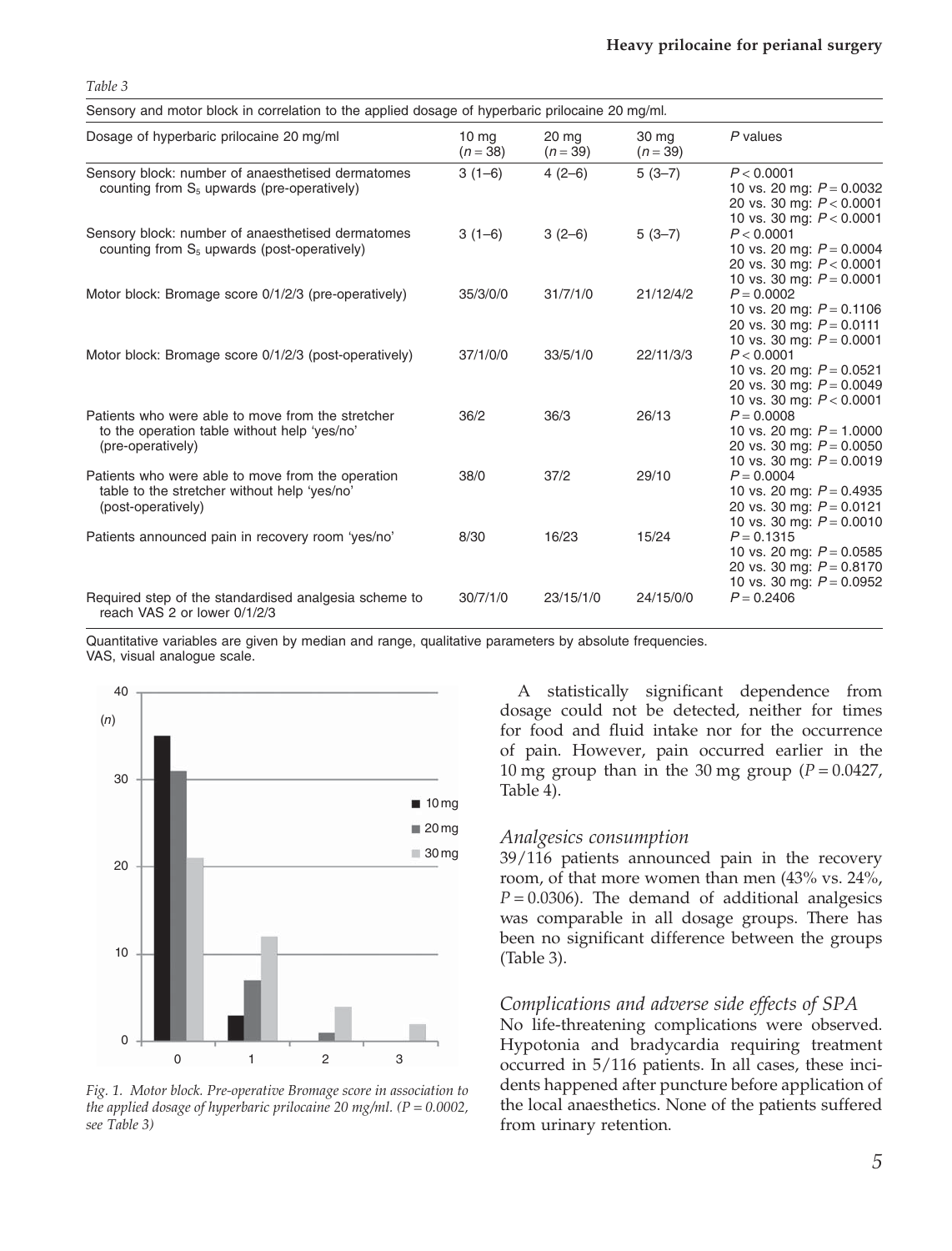*Table 3*

Sensory and motor block in correlation to the applied dosage of hyperbaric prilocaine 20 mg/ml.

| Dosage of hyperbaric prilocaine 20 mg/ml | 10 mg ($n = 38$) | 20 mg ($n = 39$) | 30 mg ($n = 39$) | *P* values |
|---|---|---|---|---|
| Sensory block: number of anaesthetised dermatomes counting from $S_5$ upwards (pre-operatively) | 3 (1–6) | 4 (2–6) | 5 (3–7) | $P < 0.0001$; 10 vs. 20 mg: $P = 0.0032$; 20 vs. 30 mg: $P < 0.0001$; 10 vs. 30 mg: $P < 0.0001$ |
| Sensory block: number of anaesthetised dermatomes counting from $S_5$ upwards (post-operatively) | 3 (1–6) | 3 (2–6) | 5 (3–7) | $P < 0.0001$; 10 vs. 20 mg: $P = 0.0004$; 20 vs. 30 mg: $P < 0.0001$; 10 vs. 30 mg: $P = 0.0001$ |
| Motor block: Bromage score 0/1/2/3 (pre-operatively) | 35/3/0/0 | 31/7/1/0 | 21/12/4/2 | $P = 0.0002$; 10 vs. 20 mg: $P = 0.1106$; 20 vs. 30 mg: $P = 0.0111$; 10 vs. 30 mg: $P = 0.0001$ |
| Motor block: Bromage score 0/1/2/3 (post-operatively) | 37/1/0/0 | 33/5/1/0 | 22/11/3/3 | $P < 0.0001$; 10 vs. 20 mg: $P = 0.0521$; 20 vs. 30 mg: $P = 0.0049$; 10 vs. 30 mg: $P < 0.0001$ |
| Patients who were able to move from the stretcher to the operation table without help 'yes/no' (pre-operatively) | 36/2 | 36/3 | 26/13 | $P = 0.0008$; 10 vs. 20 mg: $P = 1.0000$; 20 vs. 30 mg: $P = 0.0050$; 10 vs. 30 mg: $P = 0.0019$ |
| Patients who were able to move from the operation table to the stretcher without help 'yes/no' (post-operatively) | 38/0 | 37/2 | 29/10 | $P = 0.0004$; 10 vs. 20 mg: $P = 0.4935$; 20 vs. 30 mg: $P = 0.0121$; 10 vs. 30 mg: $P = 0.0010$ |
| Patients announced pain in recovery room 'yes/no' | 8/30 | 16/23 | 15/24 | $P = 0.1315$; 10 vs. 20 mg: $P = 0.0585$; 20 vs. 30 mg: $P = 0.8170$; 10 vs. 30 mg: $P = 0.0952$ |
| Required step of the standardised analgesia scheme to reach VAS 2 or lower 0/1/2/3 | 30/7/1/0 | 23/15/1/0 | 24/15/0/0 | $P = 0.2406$ |

Quantitative variables are given by median and range, qualitative parameters by absolute frequencies.
VAS, visual analogue scale.

*Fig. 1. Motor block. Pre-operative Bromage score in association to the applied dosage of hyperbaric prilocaine 20 mg/ml. ($P = 0.0002$, see Table 3)*

A statistically significant dependence from dosage could not be detected, neither for times for food and fluid intake nor for the occurrence of pain. However, pain occurred earlier in the 10 mg group than in the 30 mg group ($P = 0.0427$, Table 4).

### *Analgesics consumption*

39/116 patients announced pain in the recovery room, of that more women than men (43% vs. 24%, $P = 0.0306$). The demand of additional analgesics was comparable in all dosage groups. There has been no significant difference between the groups (Table 3).

### *Complications and adverse side effects of SPA*

No life-threatening complications were observed. Hypotonia and bradycardia requiring treatment occurred in 5/116 patients. In all cases, these incidents happened after puncture before application of the local anaesthetics. None of the patients suffered from urinary retention.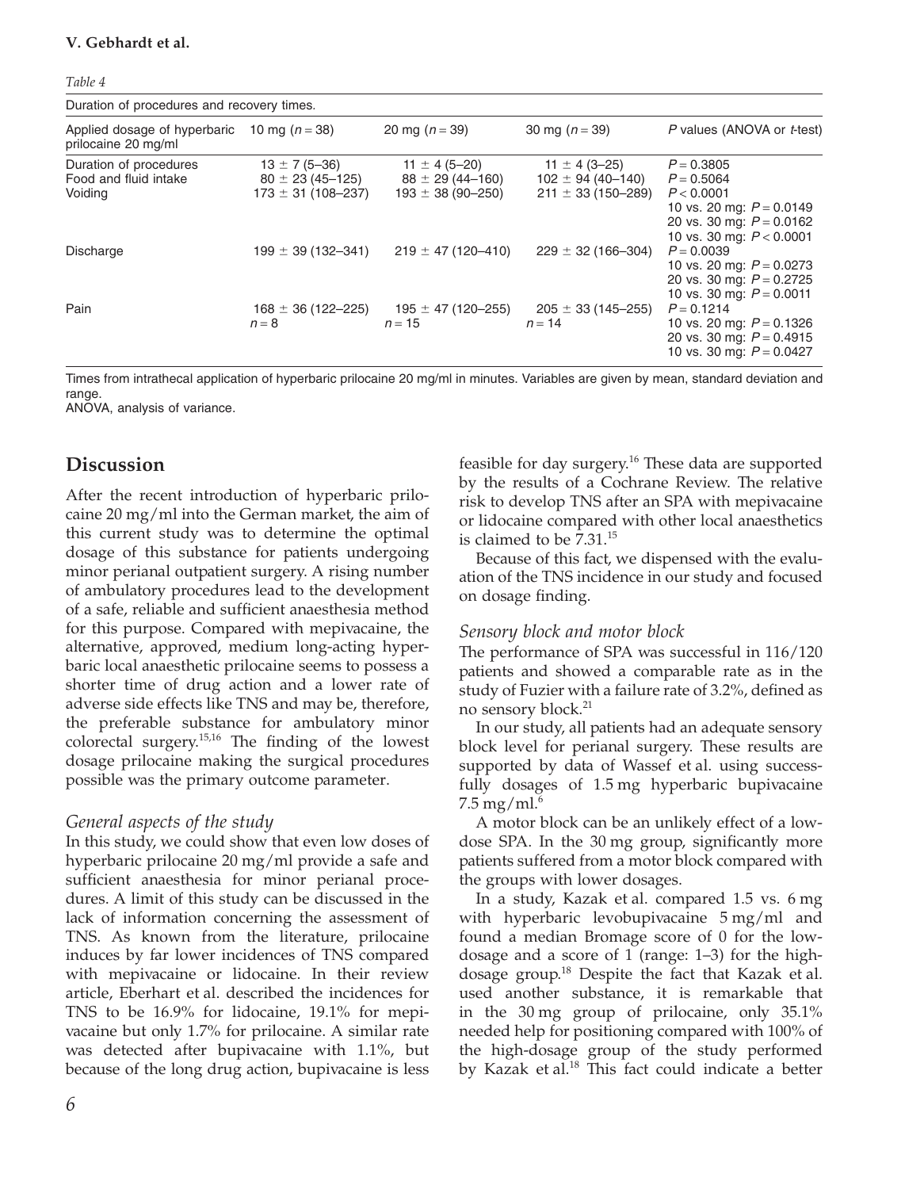*Table 4*

Duration of procedures and recovery times.

| Applied dosage of hyperbaric prilocaine 20 mg/ml | 10 mg ($n = 38$) | 20 mg ($n = 39$) | 30 mg ($n = 39$) | *P* values (ANOVA or *t*-test) |
|---|---|---|---|---|
| Duration of procedures | 13 ± 7 (5–36) | 11 ± 4 (5–20) | 11 ± 4 (3–25) | $P = 0.3805$ |
| Food and fluid intake | 80 ± 23 (45–125) | 88 ± 29 (44–160) | 102 ± 94 (40–140) | $P = 0.5064$ |
| Voiding | 173 ± 31 (108–237) | 193 ± 38 (90–250) | 211 ± 33 (150–289) | $P < 0.0001$<br>10 vs. 20 mg: $P = 0.0149$<br>20 vs. 30 mg: $P = 0.0162$<br>10 vs. 30 mg: $P < 0.0001$ |
| Discharge | 199 ± 39 (132–341) | 219 ± 47 (120–410) | 229 ± 32 (166–304) | $P = 0.0039$<br>10 vs. 20 mg: $P = 0.0273$<br>20 vs. 30 mg: $P = 0.2725$<br>10 vs. 30 mg: $P = 0.0011$ |
| Pain | 168 ± 36 (122–225)<br>$n = 8$ | 195 ± 47 (120–255)<br>$n = 15$ | 205 ± 33 (145–255)<br>$n = 14$ | $P = 0.1214$<br>10 vs. 20 mg: $P = 0.1326$<br>20 vs. 30 mg: $P = 0.4915$<br>10 vs. 30 mg: $P = 0.0427$ |

Times from intrathecal application of hyperbaric prilocaine 20 mg/ml in minutes. Variables are given by mean, standard deviation and range.
ANOVA, analysis of variance.

## Discussion

After the recent introduction of hyperbaric prilocaine 20 mg/ml into the German market, the aim of this current study was to determine the optimal dosage of this substance for patients undergoing minor perianal outpatient surgery. A rising number of ambulatory procedures lead to the development of a safe, reliable and sufficient anaesthesia method for this purpose. Compared with mepivacaine, the alternative, approved, medium long-acting hyperbaric local anaesthetic prilocaine seems to possess a shorter time of drug action and a lower rate of adverse side effects like TNS and may be, therefore, the preferable substance for ambulatory minor colorectal surgery.[15,16] The finding of the lowest dosage prilocaine making the surgical procedures possible was the primary outcome parameter.

### *General aspects of the study*

In this study, we could show that even low doses of hyperbaric prilocaine 20 mg/ml provide a safe and sufficient anaesthesia for minor perianal procedures. A limit of this study can be discussed in the lack of information concerning the assessment of TNS. As known from the literature, prilocaine induces by far lower incidences of TNS compared with mepivacaine or lidocaine. In their review article, Eberhart et al. described the incidences for TNS to be 16.9% for lidocaine, 19.1% for mepivacaine but only 1.7% for prilocaine. A similar rate was detected after bupivacaine with 1.1%, but because of the long drug action, bupivacaine is less feasible for day surgery.[16] These data are supported by the results of a Cochrane Review. The relative risk to develop TNS after an SPA with mepivacaine or lidocaine compared with other local anaesthetics is claimed to be 7.31.[15]

Because of this fact, we dispensed with the evaluation of the TNS incidence in our study and focused on dosage finding.

### *Sensory block and motor block*

The performance of SPA was successful in 116/120 patients and showed a comparable rate as in the study of Fuzier with a failure rate of 3.2%, defined as no sensory block.[21]

In our study, all patients had an adequate sensory block level for perianal surgery. These results are supported by data of Wassef et al. using successfully dosages of 1.5 mg hyperbaric bupivacaine 7.5 mg/ml.[6]

A motor block can be an unlikely effect of a low-dose SPA. In the 30 mg group, significantly more patients suffered from a motor block compared with the groups with lower dosages.

In a study, Kazak et al. compared 1.5 vs. 6 mg with hyperbaric levobupivacaine 5 mg/ml and found a median Bromage score of 0 for the low-dosage and a score of 1 (range: 1–3) for the high-dosage group.[18] Despite the fact that Kazak et al. used another substance, it is remarkable that in the 30 mg group of prilocaine, only 35.1% needed help for positioning compared with 100% of the high-dosage group of the study performed by Kazak et al.[18] This fact could indicate a better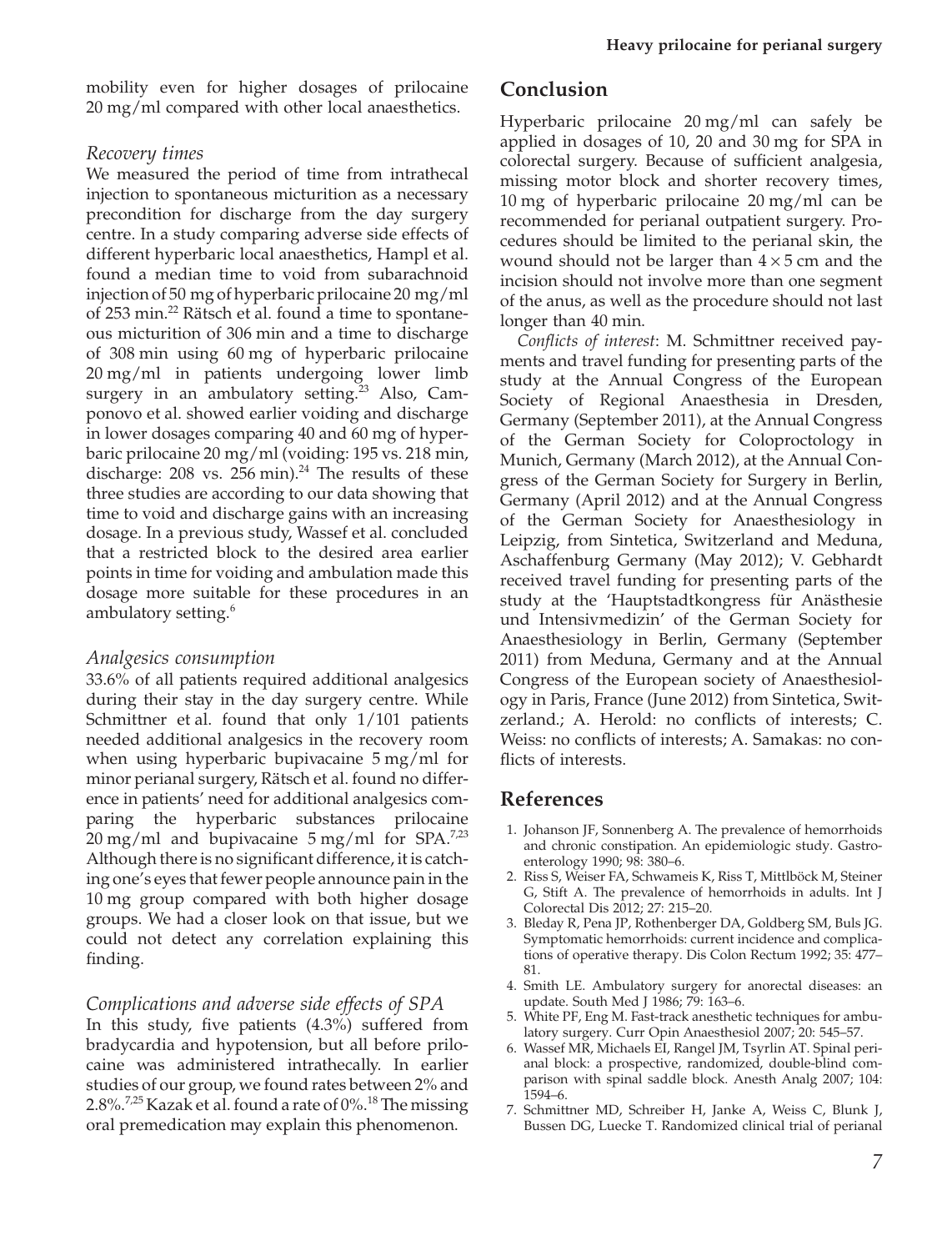mobility even for higher dosages of prilocaine 20 mg/ml compared with other local anaesthetics.

### *Recovery times*

We measured the period of time from intrathecal injection to spontaneous micturition as a necessary precondition for discharge from the day surgery centre. In a study comparing adverse side effects of different hyperbaric local anaesthetics, Hampl et al. found a median time to void from subarachnoid injection of 50 mg of hyperbaric prilocaine 20 mg/ml of 253 min.[22] Rätsch et al. found a time to spontaneous micturition of 306 min and a time to discharge of 308 min using 60 mg of hyperbaric prilocaine 20 mg/ml in patients undergoing lower limb surgery in an ambulatory setting.[23] Also, Camponovo et al. showed earlier voiding and discharge in lower dosages comparing 40 and 60 mg of hyperbaric prilocaine 20 mg/ml (voiding: 195 vs. 218 min, discharge: 208 vs. 256 min).[24] The results of these three studies are according to our data showing that time to void and discharge gains with an increasing dosage. In a previous study, Wassef et al. concluded that a restricted block to the desired area earlier points in time for voiding and ambulation made this dosage more suitable for these procedures in an ambulatory setting.[6]

### *Analgesics consumption*

33.6% of all patients required additional analgesics during their stay in the day surgery centre. While Schmittner et al. found that only 1/101 patients needed additional analgesics in the recovery room when using hyperbaric bupivacaine 5 mg/ml for minor perianal surgery, Rätsch et al. found no difference in patients' need for additional analgesics comparing the hyperbaric substances prilocaine 20 mg/ml and bupivacaine 5 mg/ml for SPA.[7,23] Although there is no significant difference, it is catching one's eyes that fewer people announce pain in the 10 mg group compared with both higher dosage groups. We had a closer look on that issue, but we could not detect any correlation explaining this finding.

### *Complications and adverse side effects of SPA*

In this study, five patients (4.3%) suffered from bradycardia and hypotension, but all before prilocaine was administered intrathecally. In earlier studies of our group, we found rates between 2% and 2.8%.[7,25] Kazak et al. found a rate of 0%.[18] The missing oral premedication may explain this phenomenon.

## Conclusion

Hyperbaric prilocaine 20 mg/ml can safely be applied in dosages of 10, 20 and 30 mg for SPA in colorectal surgery. Because of sufficient analgesia, missing motor block and shorter recovery times, 10 mg of hyperbaric prilocaine 20 mg/ml can be recommended for perianal outpatient surgery. Procedures should be limited to the perianal skin, the wound should not be larger than $4 \times 5$ cm and the incision should not involve more than one segment of the anus, as well as the procedure should not last longer than 40 min.

*Conflicts of interest*: M. Schmittner received payments and travel funding for presenting parts of the study at the Annual Congress of the European Society of Regional Anaesthesia in Dresden, Germany (September 2011), at the Annual Congress of the German Society for Coloproctology in Munich, Germany (March 2012), at the Annual Congress of the German Society for Surgery in Berlin, Germany (April 2012) and at the Annual Congress of the German Society for Anaesthesiology in Leipzig, from Sintetica, Switzerland and Meduna, Aschaffenburg Germany (May 2012); V. Gebhardt received travel funding for presenting parts of the study at the 'Hauptstadtkongress für Anästhesie und Intensivmedizin' of the German Society for Anaesthesiology in Berlin, Germany (September 2011) from Meduna, Germany and at the Annual Congress of the European society of Anaesthesiology in Paris, France (June 2012) from Sintetica, Switzerland.; A. Herold: no conflicts of interests; C. Weiss: no conflicts of interests; A. Samakas: no conflicts of interests.

## References

1. Johanson JF, Sonnenberg A. The prevalence of hemorrhoids and chronic constipation. An epidemiologic study. Gastroenterology 1990; 98: 380–6.
2. Riss S, Weiser FA, Schwameis K, Riss T, Mittlböck M, Steiner G, Stift A. The prevalence of hemorrhoids in adults. Int J Colorectal Dis 2012; 27: 215–20.
3. Bleday R, Pena JP, Rothenberger DA, Goldberg SM, Buls JG. Symptomatic hemorrhoids: current incidence and complications of operative therapy. Dis Colon Rectum 1992; 35: 477–81.
4. Smith LE. Ambulatory surgery for anorectal diseases: an update. South Med J 1986; 79: 163–6.
5. White PF, Eng M. Fast-track anesthetic techniques for ambulatory surgery. Curr Opin Anaesthesiol 2007; 20: 545–57.
6. Wassef MR, Michaels EI, Rangel JM, Tsyrlin AT. Spinal perianal block: a prospective, randomized, double-blind comparison with spinal saddle block. Anesth Analg 2007; 104: 1594–6.
7. Schmittner MD, Schreiber H, Janke A, Weiss C, Blunk J, Bussen DG, Luecke T. Randomized clinical trial of perianal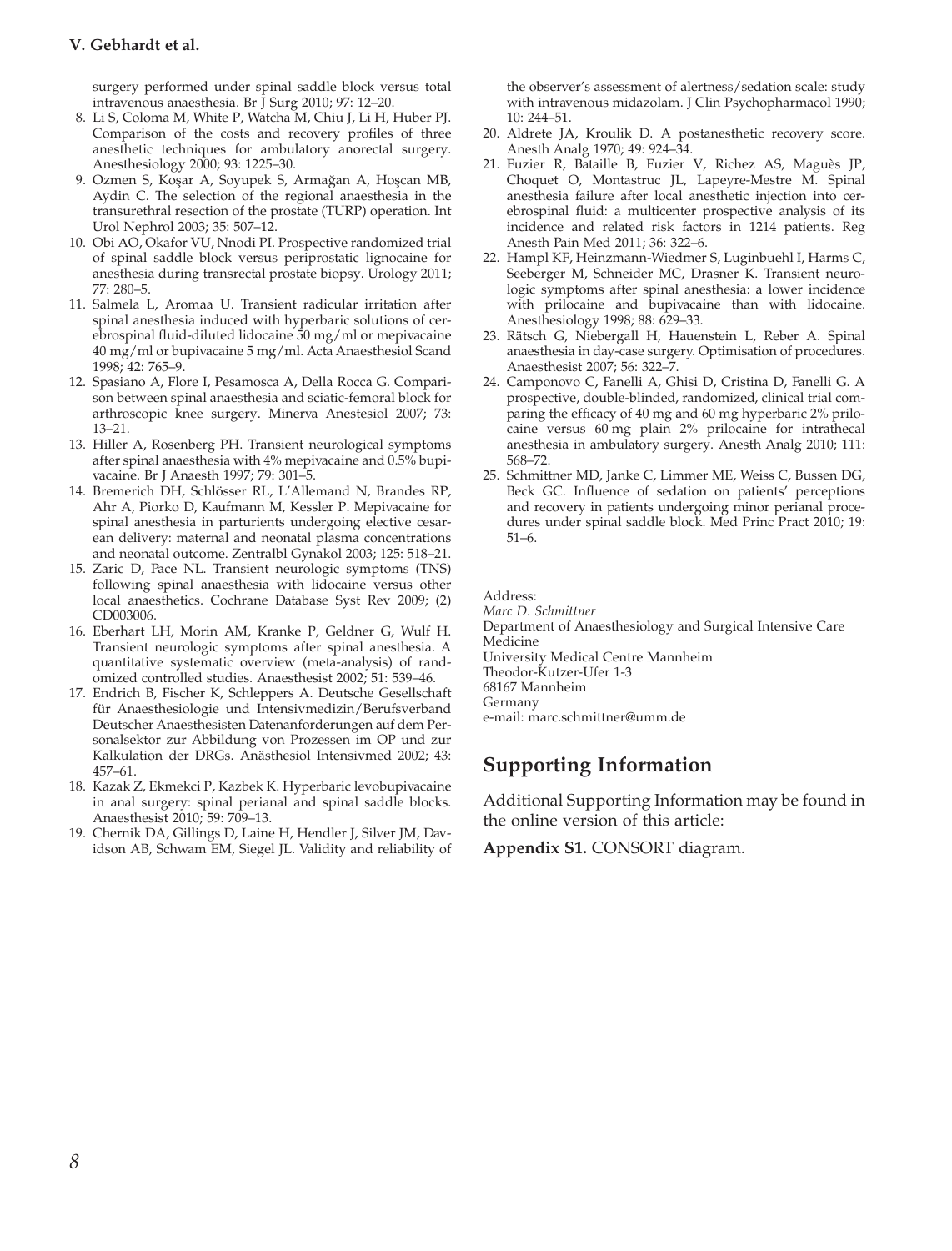surgery performed under spinal saddle block versus total intravenous anaesthesia. Br J Surg 2010; 97: 12–20.

8. Li S, Coloma M, White P, Watcha M, Chiu J, Li H, Huber PJ. Comparison of the costs and recovery profiles of three anesthetic techniques for ambulatory anorectal surgery. Anesthesiology 2000; 93: 1225–30.
9. Ozmen S, Koşar A, Soyupek S, Armağan A, Hoşcan MB, Aydin C. The selection of the regional anaesthesia in the transurethral resection of the prostate (TURP) operation. Int Urol Nephrol 2003; 35: 507–12.
10. Obi AO, Okafor VU, Nnodi PI. Prospective randomized trial of spinal saddle block versus periprostatic lignocaine for anesthesia during transrectal prostate biopsy. Urology 2011; 77: 280–5.
11. Salmela L, Aromaa U. Transient radicular irritation after spinal anesthesia induced with hyperbaric solutions of cerebrospinal fluid-diluted lidocaine 50 mg/ml or mepivacaine 40 mg/ml or bupivacaine 5 mg/ml. Acta Anaesthesiol Scand 1998; 42: 765–9.
12. Spasiano A, Flore I, Pesamosca A, Della Rocca G. Comparison between spinal anaesthesia and sciatic-femoral block for arthroscopic knee surgery. Minerva Anestesiol 2007; 73: 13–21.
13. Hiller A, Rosenberg PH. Transient neurological symptoms after spinal anaesthesia with 4% mepivacaine and 0.5% bupivacaine. Br J Anaesth 1997; 79: 301–5.
14. Bremerich DH, Schlösser RL, L'Allemand N, Brandes RP, Ahr A, Piorko D, Kaufmann M, Kessler P. Mepivacaine for spinal anesthesia in parturients undergoing elective cesarean delivery: maternal and neonatal plasma concentrations and neonatal outcome. Zentralbl Gynakol 2003; 125: 518–21.
15. Zaric D, Pace NL. Transient neurologic symptoms (TNS) following spinal anaesthesia with lidocaine versus other local anaesthetics. Cochrane Database Syst Rev 2009; (2) CD003006.
16. Eberhart LH, Morin AM, Kranke P, Geldner G, Wulf H. Transient neurologic symptoms after spinal anesthesia. A quantitative systematic overview (meta-analysis) of randomized controlled studies. Anaesthesist 2002; 51: 539–46.
17. Endrich B, Fischer K, Schleppers A. Deutsche Gesellschaft für Anaesthesiologie und Intensivmedizin/Berufsverband Deutscher Anaesthesisten Datenanforderungen auf dem Personalsektor zur Abbildung von Prozessen im OP und zur Kalkulation der DRGs. Anästhesiol Intensivmed 2002; 43: 457–61.
18. Kazak Z, Ekmekci P, Kazbek K. Hyperbaric levobupivacaine in anal surgery: spinal perianal and spinal saddle blocks. Anaesthesist 2010; 59: 709–13.
19. Chernik DA, Gillings D, Laine H, Hendler J, Silver JM, Davidson AB, Schwam EM, Siegel JL. Validity and reliability of the observer's assessment of alertness/sedation scale: study with intravenous midazolam. J Clin Psychopharmacol 1990; 10: 244–51.
20. Aldrete JA, Kroulik D. A postanesthetic recovery score. Anesth Analg 1970; 49: 924–34.
21. Fuzier R, Bataille B, Fuzier V, Richez AS, Maguès JP, Choquet O, Montastruc JL, Lapeyre-Mestre M. Spinal anesthesia failure after local anesthetic injection into cerebrospinal fluid: a multicenter prospective analysis of its incidence and related risk factors in 1214 patients. Reg Anesth Pain Med 2011; 36: 322–6.
22. Hampl KF, Heinzmann-Wiedmer S, Luginbuehl I, Harms C, Seeberger M, Schneider MC, Drasner K. Transient neurologic symptoms after spinal anesthesia: a lower incidence with prilocaine and bupivacaine than with lidocaine. Anesthesiology 1998; 88: 629–33.
23. Rätsch G, Niebergall H, Hauenstein L, Reber A. Spinal anaesthesia in day-case surgery. Optimisation of procedures. Anaesthesist 2007; 56: 322–7.
24. Camponovo C, Fanelli A, Ghisi D, Cristina D, Fanelli G. A prospective, double-blinded, randomized, clinical trial comparing the efficacy of 40 mg and 60 mg hyperbaric 2% prilocaine versus 60 mg plain 2% prilocaine for intrathecal anesthesia in ambulatory surgery. Anesth Analg 2010; 111: 568–72.
25. Schmittner MD, Janke C, Limmer ME, Weiss C, Bussen DG, Beck GC. Influence of sedation on patients' perceptions and recovery in patients undergoing minor perianal procedures under spinal saddle block. Med Princ Pract 2010; 19: 51–6.

Address:
*Marc D. Schmittner*
Department of Anaesthesiology and Surgical Intensive Care Medicine
University Medical Centre Mannheim
Theodor-Kutzer-Ufer 1-3
68167 Mannheim
Germany
e-mail: marc.schmittner@umm.de

## Supporting Information

Additional Supporting Information may be found in the online version of this article:

**Appendix S1.** CONSORT diagram.